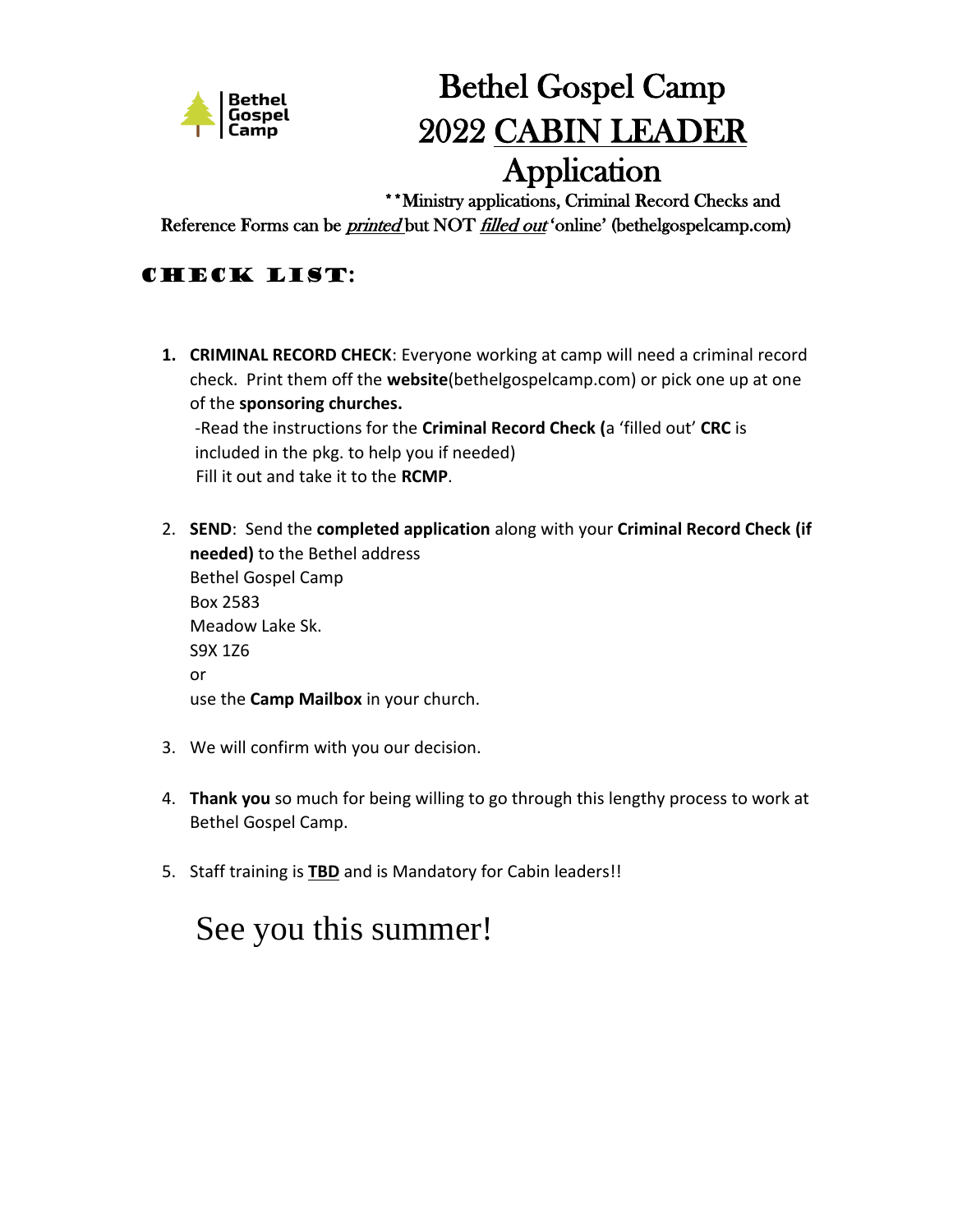Bethel Gospel Camp

# Bethel Gospel Camp
# 2022 CABIN LEADER
# Application

**Ministry applications, Criminal Record Checks and Reference Forms can be *printed* but NOT *filled out* 'online' (bethelgospelcamp.com)

## CHECK LIST:

1. **CRIMINAL RECORD CHECK**: Everyone working at camp will need a criminal record check. Print them off the **website**(bethelgospelcamp.com) or pick one up at one of the **sponsoring churches.**
   -Read the instructions for the **Criminal Record Check (**a 'filled out' **CRC** is included in the pkg. to help you if needed)
   Fill it out and take it to the **RCMP**.

2. **SEND**: Send the **completed application** along with your **Criminal Record Check (if needed)** to the Bethel address
   Bethel Gospel Camp
   Box 2583
   Meadow Lake Sk.
   S9X 1Z6
   or
   use the **Camp Mailbox** in your church.

3. We will confirm with you our decision.

4. **Thank you** so much for being willing to go through this lengthy process to work at Bethel Gospel Camp.

5. Staff training is **TBD** and is Mandatory for Cabin leaders!!

See you this summer!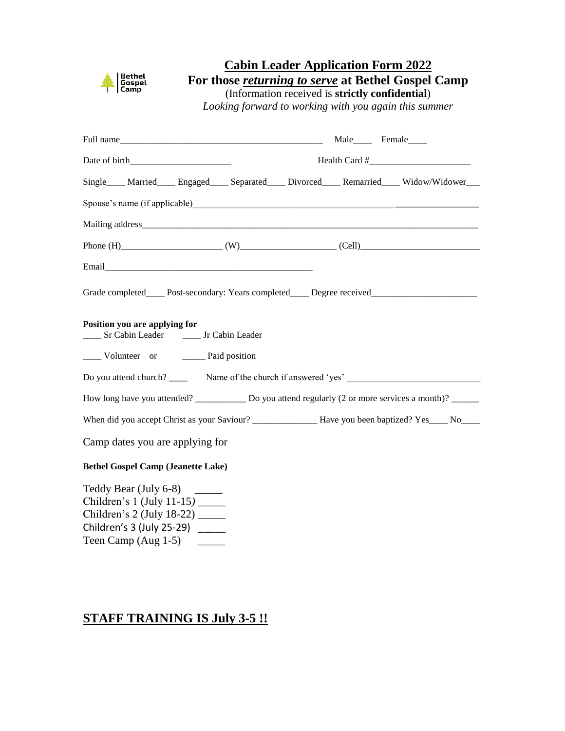Bethel Gospel Camp

# Cabin Leader Application Form 2022

## For those ***returning to serve*** at Bethel Gospel Camp

(Information received is **strictly confidential**)

*Looking forward to working with you again this summer*

Full name_____________________________________________ Male____ Female____

Date of birth______________________ Health Card #______________________

Single____ Married____ Engaged____ Separated____ Divorced____ Remarried____ Widow/Widower___

Spouse's name (if applicable)_______________________________________________________________

Mailing address___________________________________________________________________________

Phone (H)______________________ (W)____________________ (Cell)__________________________

Email_______________________________________________

Grade completed____ Post-secondary: Years completed____ Degree received______________________

**Position you are applying for**

____ Sr Cabin Leader ____ Jr Cabin Leader

____ Volunteer or _____ Paid position

Do you attend church? ____ Name of the church if answered 'yes' ____________________________

How long have you attended? ___________ Do you attend regularly (2 or more services a month)? ______

When did you accept Christ as your Saviour? ______________ Have you been baptized? Yes____ No____

Camp dates you are applying for

**Bethel Gospel Camp (Jeanette Lake)**

Teddy Bear (July 6-8) _____
Children's 1 (July 11-15) _____
Children's 2 (July 18-22) _____
Children's 3 (July 25-29) _____
Teen Camp (Aug 1-5) _____

## STAFF TRAINING IS July 3-5 !!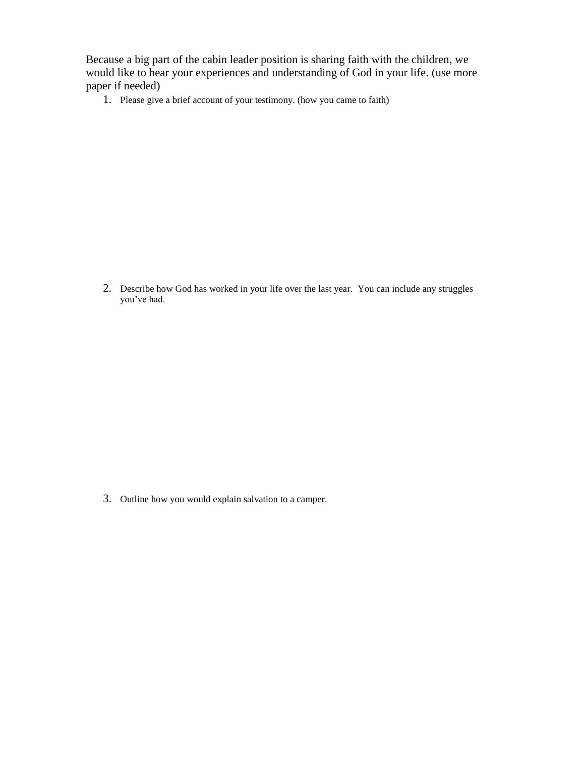Because a big part of the cabin leader position is sharing faith with the children, we would like to hear your experiences and understanding of God in your life. (use more paper if needed)

1. Please give a brief account of your testimony. (how you came to faith)

2. Describe how God has worked in your life over the last year. You can include any struggles you've had.

3. Outline how you would explain salvation to a camper.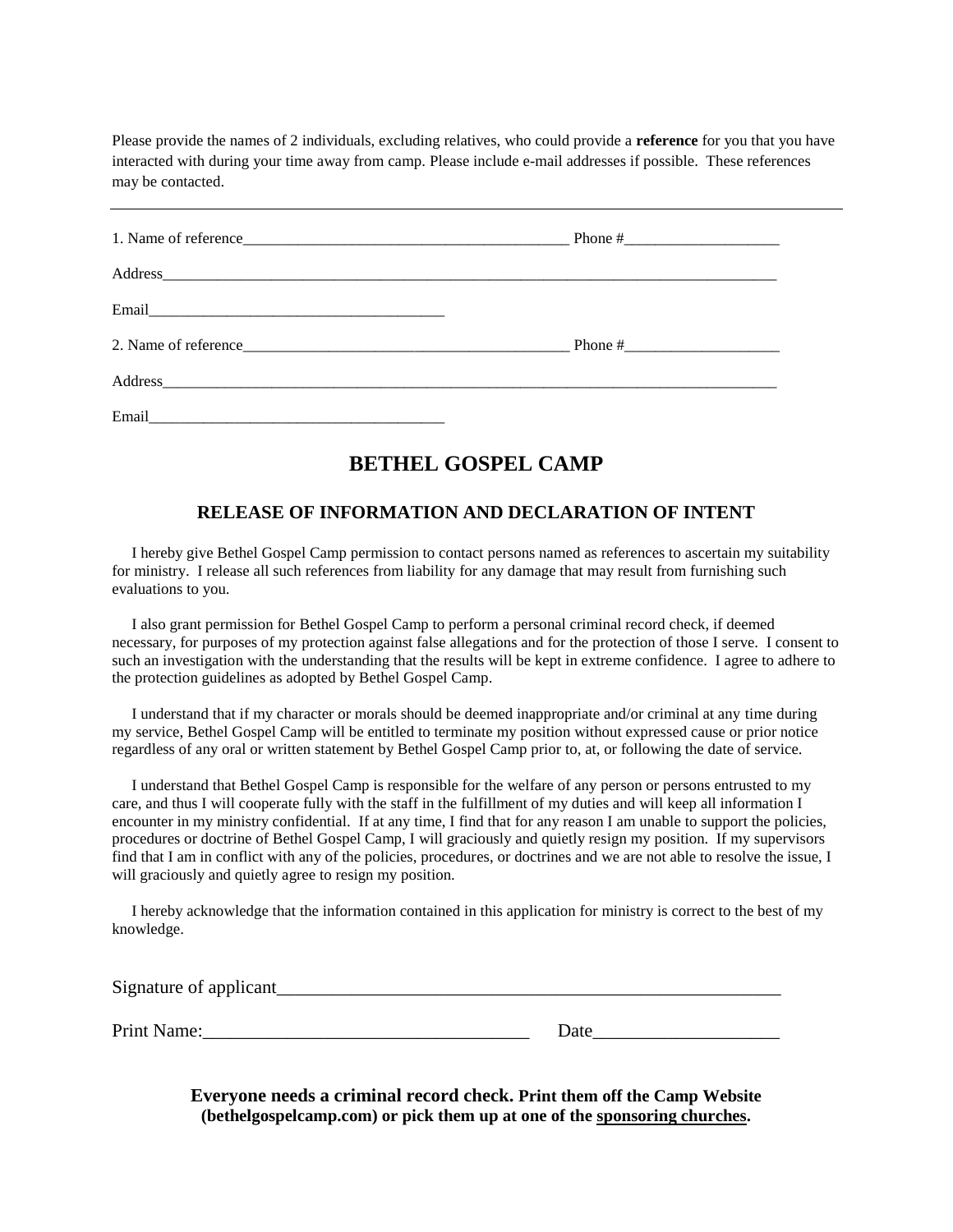Please provide the names of 2 individuals, excluding relatives, who could provide a **reference** for you that you have interacted with during your time away from camp. Please include e-mail addresses if possible. These references may be contacted.

---

1. Name of reference___________________________________________ Phone #____________________

Address_____________________________________________________________________________________

Email_______________________________________

2. Name of reference___________________________________________ Phone #____________________

Address_____________________________________________________________________________________

Email_______________________________________

# BETHEL GOSPEL CAMP

## RELEASE OF INFORMATION AND DECLARATION OF INTENT

I hereby give Bethel Gospel Camp permission to contact persons named as references to ascertain my suitability for ministry. I release all such references from liability for any damage that may result from furnishing such evaluations to you.

I also grant permission for Bethel Gospel Camp to perform a personal criminal record check, if deemed necessary, for purposes of my protection against false allegations and for the protection of those I serve. I consent to such an investigation with the understanding that the results will be kept in extreme confidence. I agree to adhere to the protection guidelines as adopted by Bethel Gospel Camp.

I understand that if my character or morals should be deemed inappropriate and/or criminal at any time during my service, Bethel Gospel Camp will be entitled to terminate my position without expressed cause or prior notice regardless of any oral or written statement by Bethel Gospel Camp prior to, at, or following the date of service.

I understand that Bethel Gospel Camp is responsible for the welfare of any person or persons entrusted to my care, and thus I will cooperate fully with the staff in the fulfillment of my duties and will keep all information I encounter in my ministry confidential. If at any time, I find that for any reason I am unable to support the policies, procedures or doctrine of Bethel Gospel Camp, I will graciously and quietly resign my position. If my supervisors find that I am in conflict with any of the policies, procedures, or doctrines and we are not able to resolve the issue, I will graciously and quietly agree to resign my position.

I hereby acknowledge that the information contained in this application for ministry is correct to the best of my knowledge.

Signature of applicant________________________________________________________

Print Name:___________________________________ Date____________________

**Everyone needs a criminal record check. Print them off the Camp Website (bethelgospelcamp.com) or pick them up at one of the sponsoring churches.**